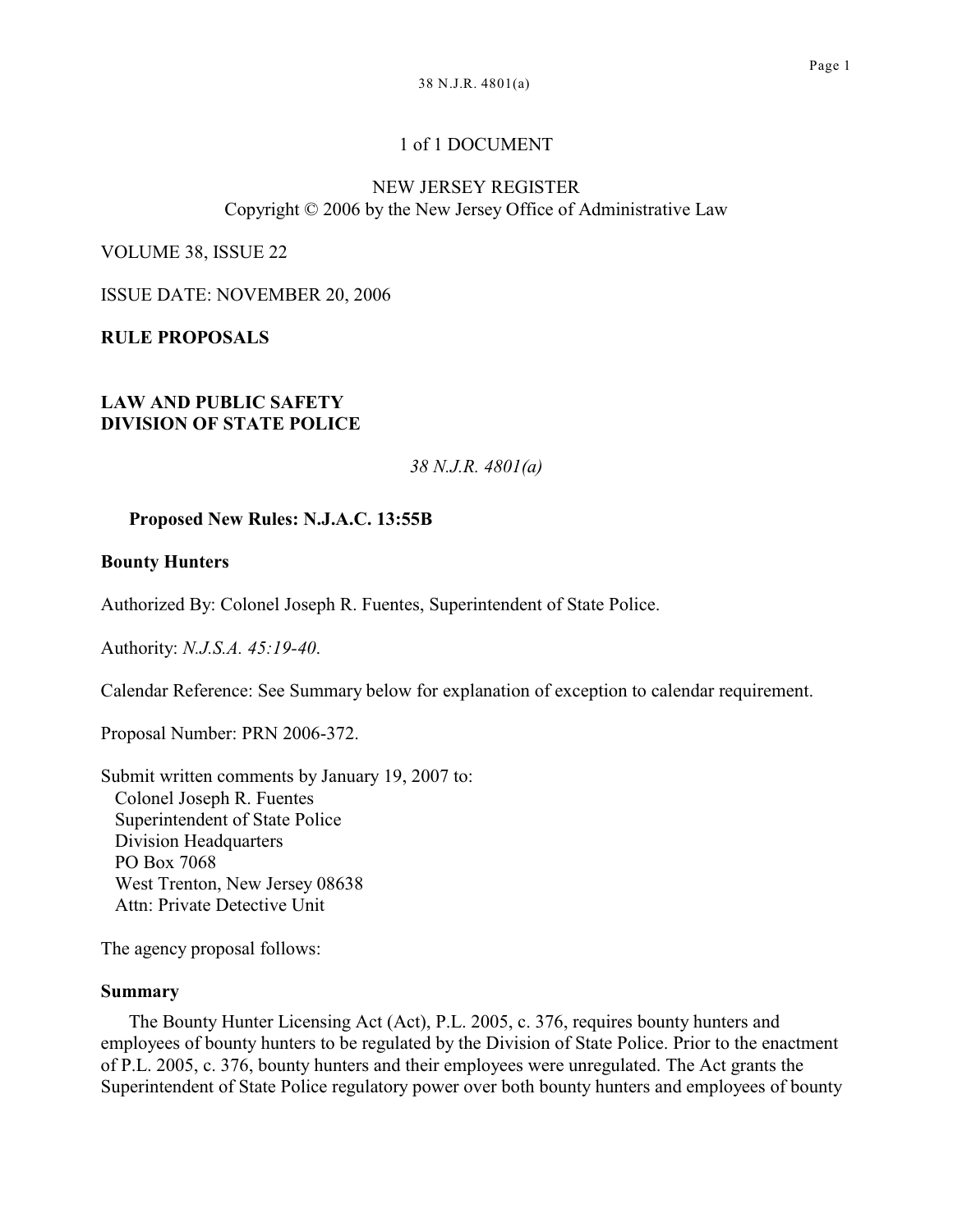1 of 1 DOCUMENT

NEW JERSEY REGISTER
Copyright © 2006 by the New Jersey Office of Administrative Law

VOLUME 38, ISSUE 22

ISSUE DATE: NOVEMBER 20, 2006

**RULE PROPOSALS**

**LAW AND PUBLIC SAFETY**
**DIVISION OF STATE POLICE**

*38 N.J.R. 4801(a)*

**Proposed New Rules: N.J.A.C. 13:55B**

**Bounty Hunters**

Authorized By: Colonel Joseph R. Fuentes, Superintendent of State Police.

Authority: *N.J.S.A. 45:19-40*.

Calendar Reference: See Summary below for explanation of exception to calendar requirement.

Proposal Number: PRN 2006-372.

Submit written comments by January 19, 2007 to:
Colonel Joseph R. Fuentes
Superintendent of State Police
Division Headquarters
PO Box 7068
West Trenton, New Jersey 08638
Attn: Private Detective Unit

The agency proposal follows:

**Summary**

The Bounty Hunter Licensing Act (Act), P.L. 2005, c. 376, requires bounty hunters and employees of bounty hunters to be regulated by the Division of State Police. Prior to the enactment of P.L. 2005, c. 376, bounty hunters and their employees were unregulated. The Act grants the Superintendent of State Police regulatory power over both bounty hunters and employees of bounty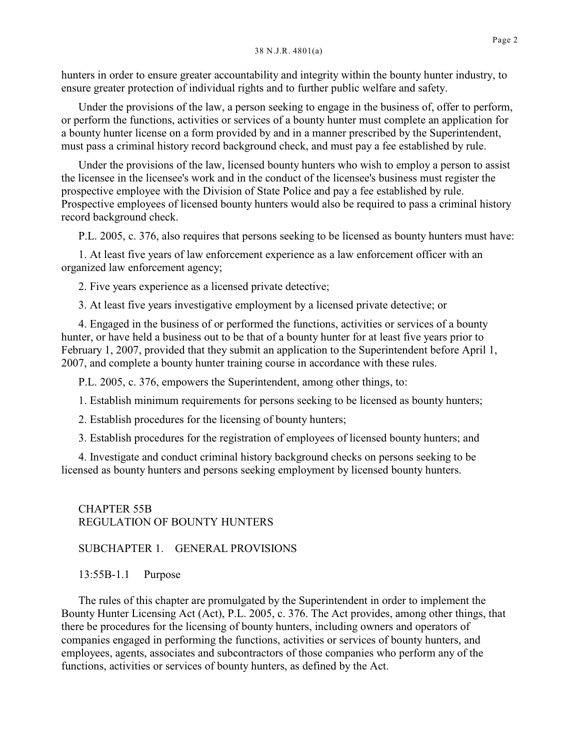hunters in order to ensure greater accountability and integrity within the bounty hunter industry, to ensure greater protection of individual rights and to further public welfare and safety.

Under the provisions of the law, a person seeking to engage in the business of, offer to perform, or perform the functions, activities or services of a bounty hunter must complete an application for a bounty hunter license on a form provided by and in a manner prescribed by the Superintendent, must pass a criminal history record background check, and must pay a fee established by rule.

Under the provisions of the law, licensed bounty hunters who wish to employ a person to assist the licensee in the licensee's work and in the conduct of the licensee's business must register the prospective employee with the Division of State Police and pay a fee established by rule. Prospective employees of licensed bounty hunters would also be required to pass a criminal history record background check.

P.L. 2005, c. 376, also requires that persons seeking to be licensed as bounty hunters must have:

1. At least five years of law enforcement experience as a law enforcement officer with an organized law enforcement agency;

2. Five years experience as a licensed private detective;

3. At least five years investigative employment by a licensed private detective; or

4. Engaged in the business of or performed the functions, activities or services of a bounty hunter, or have held a business out to be that of a bounty hunter for at least five years prior to February 1, 2007, provided that they submit an application to the Superintendent before April 1, 2007, and complete a bounty hunter training course in accordance with these rules.

P.L. 2005, c. 376, empowers the Superintendent, among other things, to:

1. Establish minimum requirements for persons seeking to be licensed as bounty hunters;

2. Establish procedures for the licensing of bounty hunters;

3. Establish procedures for the registration of employees of licensed bounty hunters; and

4. Investigate and conduct criminal history background checks on persons seeking to be licensed as bounty hunters and persons seeking employment by licensed bounty hunters.

## CHAPTER 55B
## REGULATION OF BOUNTY HUNTERS

### SUBCHAPTER 1. GENERAL PROVISIONS

#### 13:55B-1.1 Purpose

The rules of this chapter are promulgated by the Superintendent in order to implement the Bounty Hunter Licensing Act (Act), P.L. 2005, c. 376. The Act provides, among other things, that there be procedures for the licensing of bounty hunters, including owners and operators of companies engaged in performing the functions, activities or services of bounty hunters, and employees, agents, associates and subcontractors of those companies who perform any of the functions, activities or services of bounty hunters, as defined by the Act.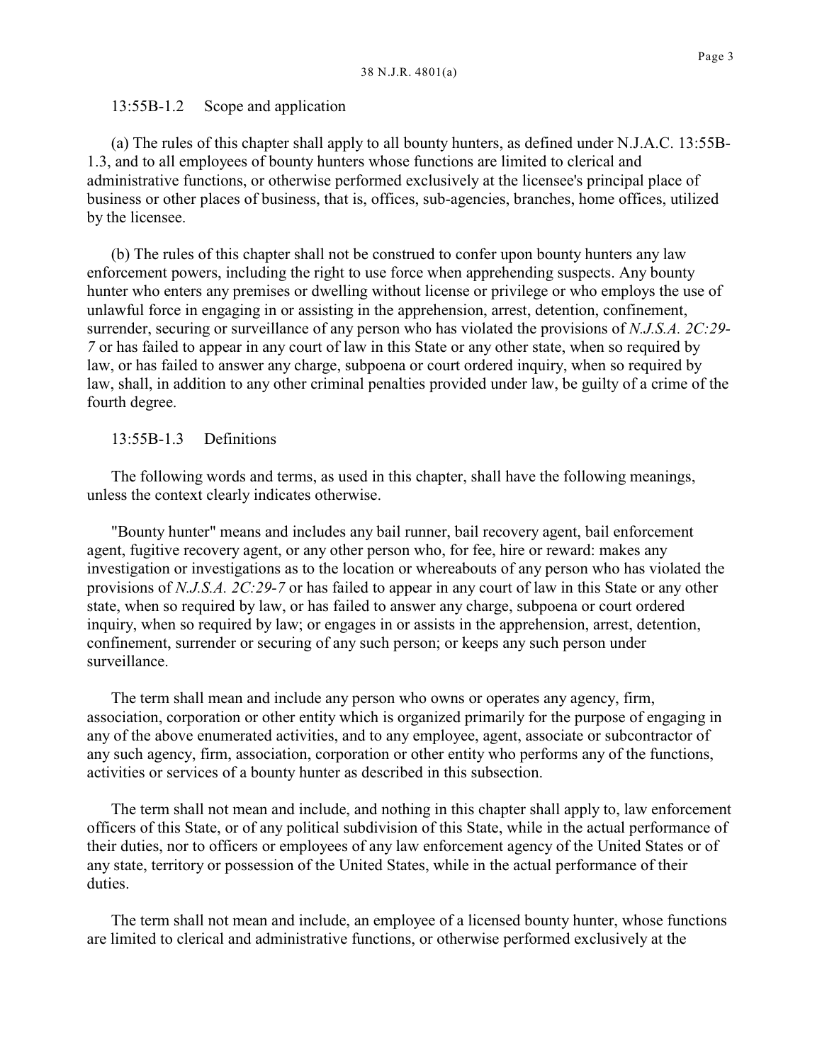13:55B-1.2 Scope and application

(a) The rules of this chapter shall apply to all bounty hunters, as defined under N.J.A.C. 13:55B-1.3, and to all employees of bounty hunters whose functions are limited to clerical and administrative functions, or otherwise performed exclusively at the licensee's principal place of business or other places of business, that is, offices, sub-agencies, branches, home offices, utilized by the licensee.

(b) The rules of this chapter shall not be construed to confer upon bounty hunters any law enforcement powers, including the right to use force when apprehending suspects. Any bounty hunter who enters any premises or dwelling without license or privilege or who employs the use of unlawful force in engaging in or assisting in the apprehension, arrest, detention, confinement, surrender, securing or surveillance of any person who has violated the provisions of *N.J.S.A. 2C:29-7* or has failed to appear in any court of law in this State or any other state, when so required by law, or has failed to answer any charge, subpoena or court ordered inquiry, when so required by law, shall, in addition to any other criminal penalties provided under law, be guilty of a crime of the fourth degree.

13:55B-1.3 Definitions

The following words and terms, as used in this chapter, shall have the following meanings, unless the context clearly indicates otherwise.

"Bounty hunter" means and includes any bail runner, bail recovery agent, bail enforcement agent, fugitive recovery agent, or any other person who, for fee, hire or reward: makes any investigation or investigations as to the location or whereabouts of any person who has violated the provisions of *N.J.S.A. 2C:29-7* or has failed to appear in any court of law in this State or any other state, when so required by law, or has failed to answer any charge, subpoena or court ordered inquiry, when so required by law; or engages in or assists in the apprehension, arrest, detention, confinement, surrender or securing of any such person; or keeps any such person under surveillance.

The term shall mean and include any person who owns or operates any agency, firm, association, corporation or other entity which is organized primarily for the purpose of engaging in any of the above enumerated activities, and to any employee, agent, associate or subcontractor of any such agency, firm, association, corporation or other entity who performs any of the functions, activities or services of a bounty hunter as described in this subsection.

The term shall not mean and include, and nothing in this chapter shall apply to, law enforcement officers of this State, or of any political subdivision of this State, while in the actual performance of their duties, nor to officers or employees of any law enforcement agency of the United States or of any state, territory or possession of the United States, while in the actual performance of their duties.

The term shall not mean and include, an employee of a licensed bounty hunter, whose functions are limited to clerical and administrative functions, or otherwise performed exclusively at the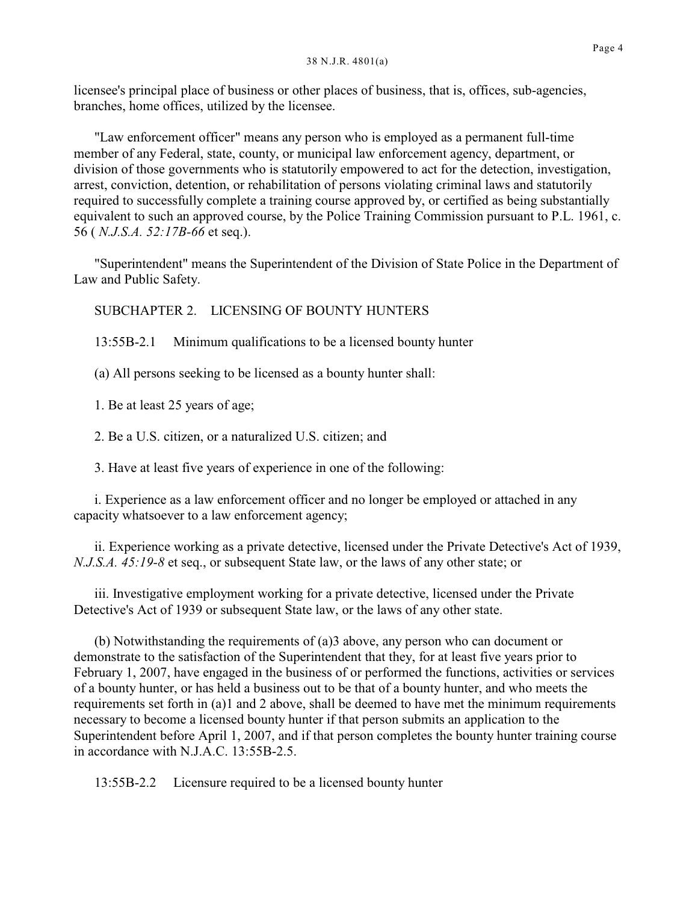licensee's principal place of business or other places of business, that is, offices, sub-agencies, branches, home offices, utilized by the licensee.

"Law enforcement officer" means any person who is employed as a permanent full-time member of any Federal, state, county, or municipal law enforcement agency, department, or division of those governments who is statutorily empowered to act for the detection, investigation, arrest, conviction, detention, or rehabilitation of persons violating criminal laws and statutorily required to successfully complete a training course approved by, or certified as being substantially equivalent to such an approved course, by the Police Training Commission pursuant to P.L. 1961, c. 56 ( *N.J.S.A. 52:17B-66* et seq.).

"Superintendent" means the Superintendent of the Division of State Police in the Department of Law and Public Safety.

SUBCHAPTER 2. LICENSING OF BOUNTY HUNTERS

13:55B-2.1 Minimum qualifications to be a licensed bounty hunter

(a) All persons seeking to be licensed as a bounty hunter shall:

1. Be at least 25 years of age;

2. Be a U.S. citizen, or a naturalized U.S. citizen; and

3. Have at least five years of experience in one of the following:

i. Experience as a law enforcement officer and no longer be employed or attached in any capacity whatsoever to a law enforcement agency;

ii. Experience working as a private detective, licensed under the Private Detective's Act of 1939, *N.J.S.A. 45:19-8* et seq., or subsequent State law, or the laws of any other state; or

iii. Investigative employment working for a private detective, licensed under the Private Detective's Act of 1939 or subsequent State law, or the laws of any other state.

(b) Notwithstanding the requirements of (a)3 above, any person who can document or demonstrate to the satisfaction of the Superintendent that they, for at least five years prior to February 1, 2007, have engaged in the business of or performed the functions, activities or services of a bounty hunter, or has held a business out to be that of a bounty hunter, and who meets the requirements set forth in (a)1 and 2 above, shall be deemed to have met the minimum requirements necessary to become a licensed bounty hunter if that person submits an application to the Superintendent before April 1, 2007, and if that person completes the bounty hunter training course in accordance with N.J.A.C. 13:55B-2.5.

13:55B-2.2 Licensure required to be a licensed bounty hunter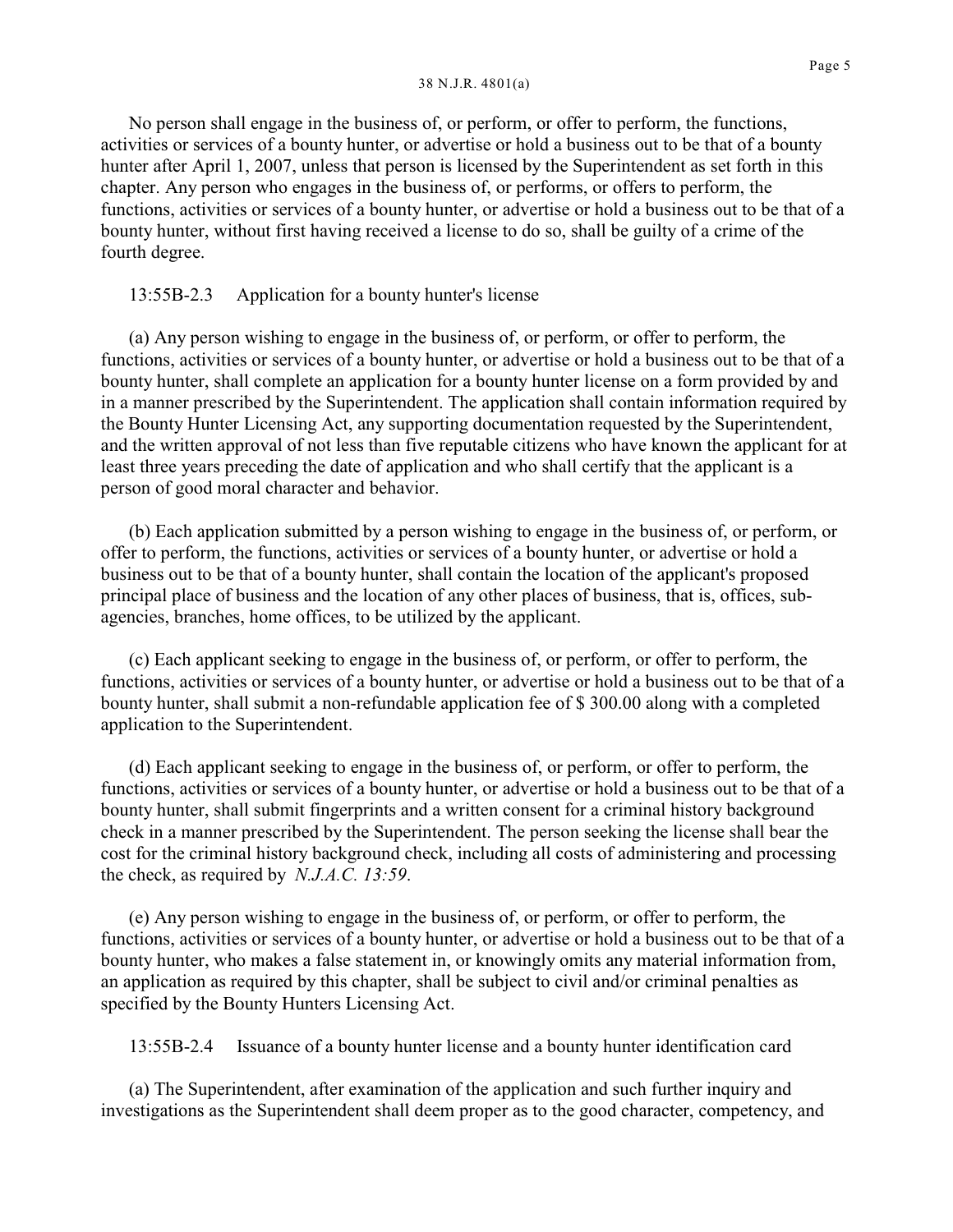No person shall engage in the business of, or perform, or offer to perform, the functions, activities or services of a bounty hunter, or advertise or hold a business out to be that of a bounty hunter after April 1, 2007, unless that person is licensed by the Superintendent as set forth in this chapter. Any person who engages in the business of, or performs, or offers to perform, the functions, activities or services of a bounty hunter, or advertise or hold a business out to be that of a bounty hunter, without first having received a license to do so, shall be guilty of a crime of the fourth degree.

13:55B-2.3 Application for a bounty hunter's license

(a) Any person wishing to engage in the business of, or perform, or offer to perform, the functions, activities or services of a bounty hunter, or advertise or hold a business out to be that of a bounty hunter, shall complete an application for a bounty hunter license on a form provided by and in a manner prescribed by the Superintendent. The application shall contain information required by the Bounty Hunter Licensing Act, any supporting documentation requested by the Superintendent, and the written approval of not less than five reputable citizens who have known the applicant for at least three years preceding the date of application and who shall certify that the applicant is a person of good moral character and behavior.

(b) Each application submitted by a person wishing to engage in the business of, or perform, or offer to perform, the functions, activities or services of a bounty hunter, or advertise or hold a business out to be that of a bounty hunter, shall contain the location of the applicant's proposed principal place of business and the location of any other places of business, that is, offices, sub-agencies, branches, home offices, to be utilized by the applicant.

(c) Each applicant seeking to engage in the business of, or perform, or offer to perform, the functions, activities or services of a bounty hunter, or advertise or hold a business out to be that of a bounty hunter, shall submit a non-refundable application fee of $ 300.00 along with a completed application to the Superintendent.

(d) Each applicant seeking to engage in the business of, or perform, or offer to perform, the functions, activities or services of a bounty hunter, or advertise or hold a business out to be that of a bounty hunter, shall submit fingerprints and a written consent for a criminal history background check in a manner prescribed by the Superintendent. The person seeking the license shall bear the cost for the criminal history background check, including all costs of administering and processing the check, as required by *N.J.A.C. 13:59*.

(e) Any person wishing to engage in the business of, or perform, or offer to perform, the functions, activities or services of a bounty hunter, or advertise or hold a business out to be that of a bounty hunter, who makes a false statement in, or knowingly omits any material information from, an application as required by this chapter, shall be subject to civil and/or criminal penalties as specified by the Bounty Hunters Licensing Act.

13:55B-2.4 Issuance of a bounty hunter license and a bounty hunter identification card

(a) The Superintendent, after examination of the application and such further inquiry and investigations as the Superintendent shall deem proper as to the good character, competency, and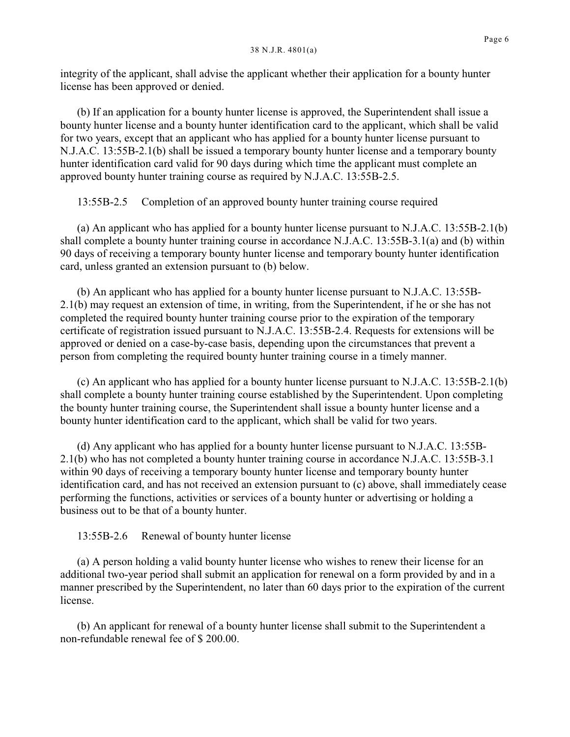integrity of the applicant, shall advise the applicant whether their application for a bounty hunter license has been approved or denied.

(b) If an application for a bounty hunter license is approved, the Superintendent shall issue a bounty hunter license and a bounty hunter identification card to the applicant, which shall be valid for two years, except that an applicant who has applied for a bounty hunter license pursuant to N.J.A.C. 13:55B-2.1(b) shall be issued a temporary bounty hunter license and a temporary bounty hunter identification card valid for 90 days during which time the applicant must complete an approved bounty hunter training course as required by N.J.A.C. 13:55B-2.5.

13:55B-2.5 Completion of an approved bounty hunter training course required

(a) An applicant who has applied for a bounty hunter license pursuant to N.J.A.C. 13:55B-2.1(b) shall complete a bounty hunter training course in accordance N.J.A.C. 13:55B-3.1(a) and (b) within 90 days of receiving a temporary bounty hunter license and temporary bounty hunter identification card, unless granted an extension pursuant to (b) below.

(b) An applicant who has applied for a bounty hunter license pursuant to N.J.A.C. 13:55B-2.1(b) may request an extension of time, in writing, from the Superintendent, if he or she has not completed the required bounty hunter training course prior to the expiration of the temporary certificate of registration issued pursuant to N.J.A.C. 13:55B-2.4. Requests for extensions will be approved or denied on a case-by-case basis, depending upon the circumstances that prevent a person from completing the required bounty hunter training course in a timely manner.

(c) An applicant who has applied for a bounty hunter license pursuant to N.J.A.C. 13:55B-2.1(b) shall complete a bounty hunter training course established by the Superintendent. Upon completing the bounty hunter training course, the Superintendent shall issue a bounty hunter license and a bounty hunter identification card to the applicant, which shall be valid for two years.

(d) Any applicant who has applied for a bounty hunter license pursuant to N.J.A.C. 13:55B-2.1(b) who has not completed a bounty hunter training course in accordance N.J.A.C. 13:55B-3.1 within 90 days of receiving a temporary bounty hunter license and temporary bounty hunter identification card, and has not received an extension pursuant to (c) above, shall immediately cease performing the functions, activities or services of a bounty hunter or advertising or holding a business out to be that of a bounty hunter.

13:55B-2.6 Renewal of bounty hunter license

(a) A person holding a valid bounty hunter license who wishes to renew their license for an additional two-year period shall submit an application for renewal on a form provided by and in a manner prescribed by the Superintendent, no later than 60 days prior to the expiration of the current license.

(b) An applicant for renewal of a bounty hunter license shall submit to the Superintendent a non-refundable renewal fee of $ 200.00.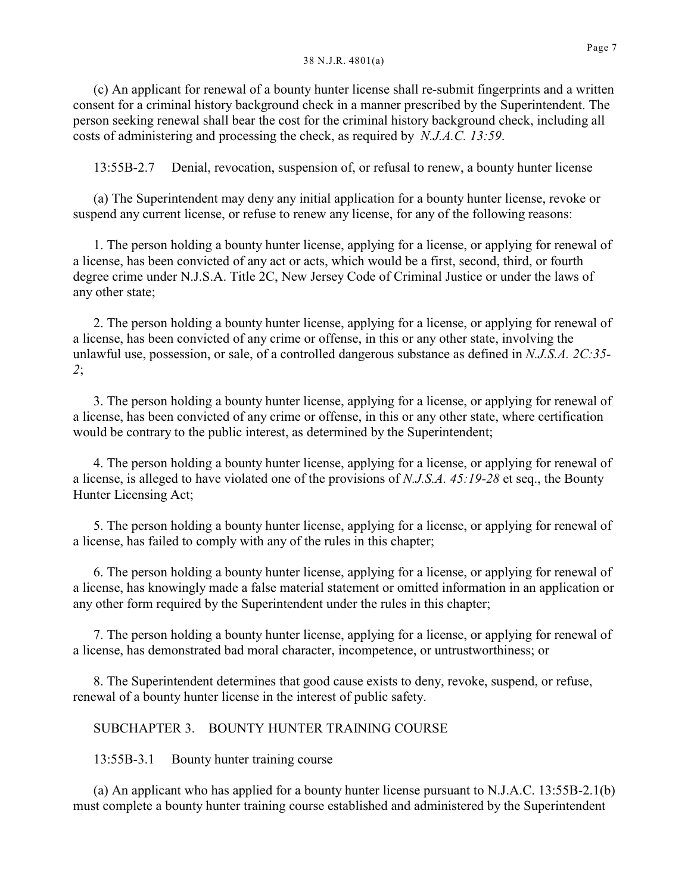(c) An applicant for renewal of a bounty hunter license shall re-submit fingerprints and a written consent for a criminal history background check in a manner prescribed by the Superintendent. The person seeking renewal shall bear the cost for the criminal history background check, including all costs of administering and processing the check, as required by *N.J.A.C. 13:59*.

13:55B-2.7 Denial, revocation, suspension of, or refusal to renew, a bounty hunter license

(a) The Superintendent may deny any initial application for a bounty hunter license, revoke or suspend any current license, or refuse to renew any license, for any of the following reasons:

1. The person holding a bounty hunter license, applying for a license, or applying for renewal of a license, has been convicted of any act or acts, which would be a first, second, third, or fourth degree crime under N.J.S.A. Title 2C, New Jersey Code of Criminal Justice or under the laws of any other state;

2. The person holding a bounty hunter license, applying for a license, or applying for renewal of a license, has been convicted of any crime or offense, in this or any other state, involving the unlawful use, possession, or sale, of a controlled dangerous substance as defined in *N.J.S.A. 2C:35-2*;

3. The person holding a bounty hunter license, applying for a license, or applying for renewal of a license, has been convicted of any crime or offense, in this or any other state, where certification would be contrary to the public interest, as determined by the Superintendent;

4. The person holding a bounty hunter license, applying for a license, or applying for renewal of a license, is alleged to have violated one of the provisions of *N.J.S.A. 45:19-28* et seq., the Bounty Hunter Licensing Act;

5. The person holding a bounty hunter license, applying for a license, or applying for renewal of a license, has failed to comply with any of the rules in this chapter;

6. The person holding a bounty hunter license, applying for a license, or applying for renewal of a license, has knowingly made a false material statement or omitted information in an application or any other form required by the Superintendent under the rules in this chapter;

7. The person holding a bounty hunter license, applying for a license, or applying for renewal of a license, has demonstrated bad moral character, incompetence, or untrustworthiness; or

8. The Superintendent determines that good cause exists to deny, revoke, suspend, or refuse, renewal of a bounty hunter license in the interest of public safety.

SUBCHAPTER 3. BOUNTY HUNTER TRAINING COURSE

13:55B-3.1 Bounty hunter training course

(a) An applicant who has applied for a bounty hunter license pursuant to N.J.A.C. 13:55B-2.1(b) must complete a bounty hunter training course established and administered by the Superintendent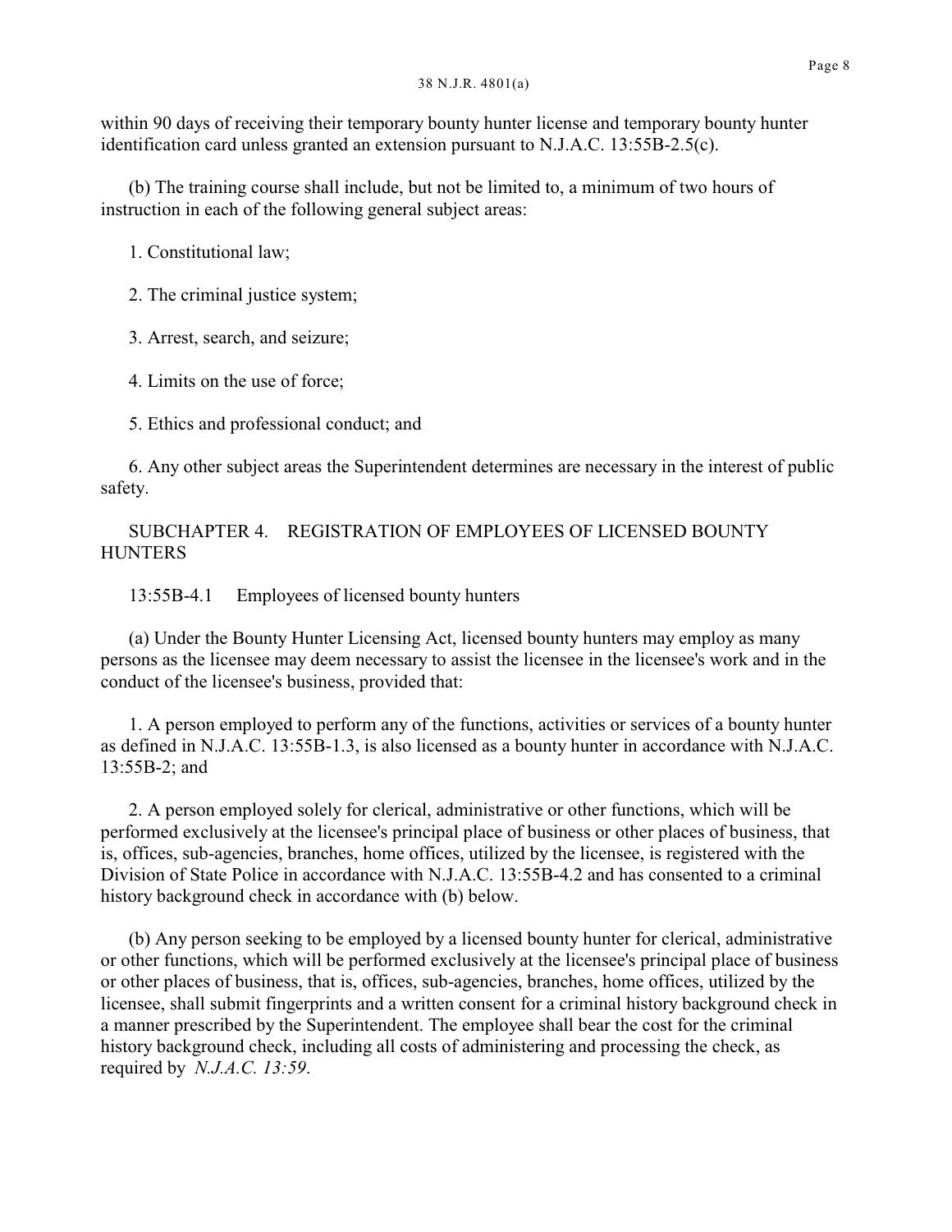within 90 days of receiving their temporary bounty hunter license and temporary bounty hunter identification card unless granted an extension pursuant to N.J.A.C. 13:55B-2.5(c).

(b) The training course shall include, but not be limited to, a minimum of two hours of instruction in each of the following general subject areas:

1. Constitutional law;

2. The criminal justice system;

3. Arrest, search, and seizure;

4. Limits on the use of force;

5. Ethics and professional conduct; and

6. Any other subject areas the Superintendent determines are necessary in the interest of public safety.

SUBCHAPTER 4. REGISTRATION OF EMPLOYEES OF LICENSED BOUNTY HUNTERS

13:55B-4.1 Employees of licensed bounty hunters

(a) Under the Bounty Hunter Licensing Act, licensed bounty hunters may employ as many persons as the licensee may deem necessary to assist the licensee in the licensee's work and in the conduct of the licensee's business, provided that:

1. A person employed to perform any of the functions, activities or services of a bounty hunter as defined in N.J.A.C. 13:55B-1.3, is also licensed as a bounty hunter in accordance with N.J.A.C. 13:55B-2; and

2. A person employed solely for clerical, administrative or other functions, which will be performed exclusively at the licensee's principal place of business or other places of business, that is, offices, sub-agencies, branches, home offices, utilized by the licensee, is registered with the Division of State Police in accordance with N.J.A.C. 13:55B-4.2 and has consented to a criminal history background check in accordance with (b) below.

(b) Any person seeking to be employed by a licensed bounty hunter for clerical, administrative or other functions, which will be performed exclusively at the licensee's principal place of business or other places of business, that is, offices, sub-agencies, branches, home offices, utilized by the licensee, shall submit fingerprints and a written consent for a criminal history background check in a manner prescribed by the Superintendent. The employee shall bear the cost for the criminal history background check, including all costs of administering and processing the check, as required by *N.J.A.C. 13:59*.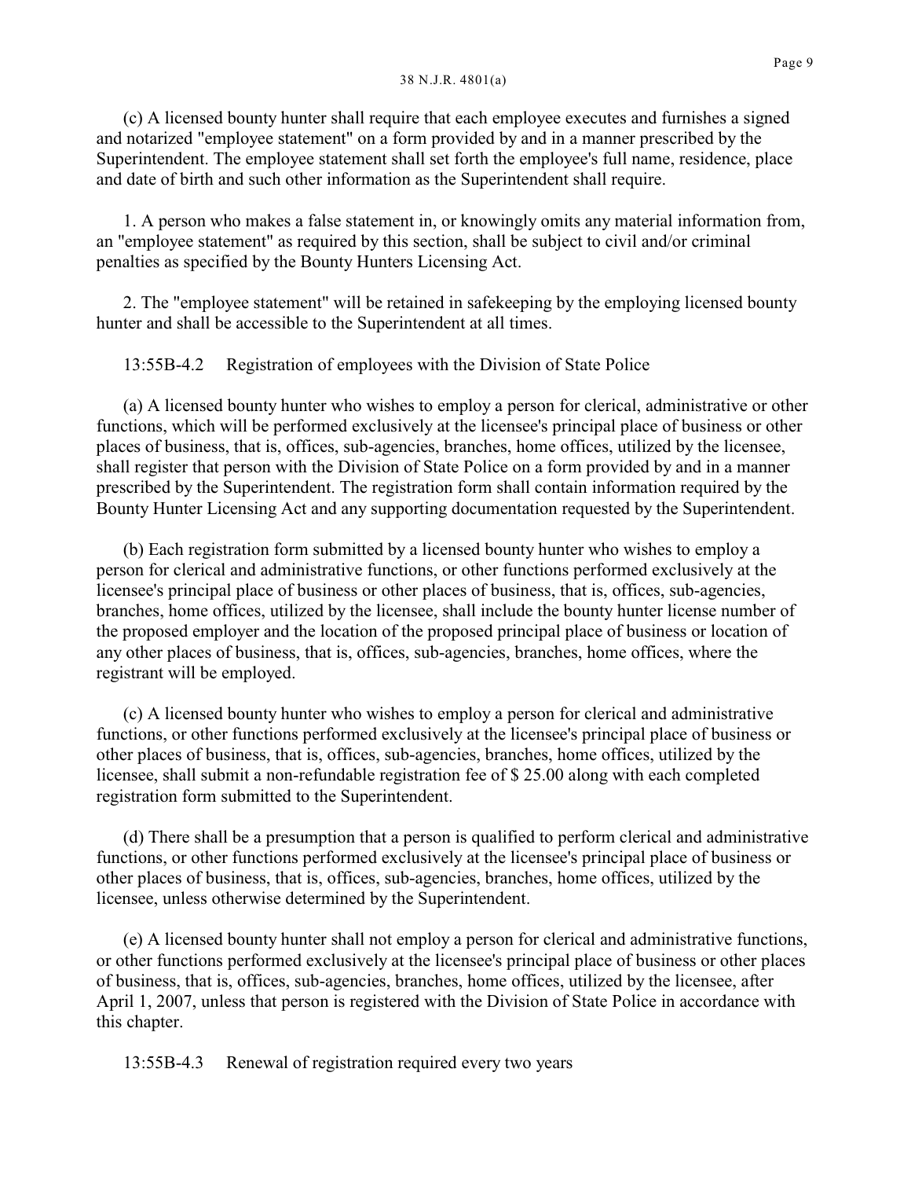(c) A licensed bounty hunter shall require that each employee executes and furnishes a signed and notarized "employee statement" on a form provided by and in a manner prescribed by the Superintendent. The employee statement shall set forth the employee's full name, residence, place and date of birth and such other information as the Superintendent shall require.

1. A person who makes a false statement in, or knowingly omits any material information from, an "employee statement" as required by this section, shall be subject to civil and/or criminal penalties as specified by the Bounty Hunters Licensing Act.

2. The "employee statement" will be retained in safekeeping by the employing licensed bounty hunter and shall be accessible to the Superintendent at all times.

13:55B-4.2 Registration of employees with the Division of State Police

(a) A licensed bounty hunter who wishes to employ a person for clerical, administrative or other functions, which will be performed exclusively at the licensee's principal place of business or other places of business, that is, offices, sub-agencies, branches, home offices, utilized by the licensee, shall register that person with the Division of State Police on a form provided by and in a manner prescribed by the Superintendent. The registration form shall contain information required by the Bounty Hunter Licensing Act and any supporting documentation requested by the Superintendent.

(b) Each registration form submitted by a licensed bounty hunter who wishes to employ a person for clerical and administrative functions, or other functions performed exclusively at the licensee's principal place of business or other places of business, that is, offices, sub-agencies, branches, home offices, utilized by the licensee, shall include the bounty hunter license number of the proposed employer and the location of the proposed principal place of business or location of any other places of business, that is, offices, sub-agencies, branches, home offices, where the registrant will be employed.

(c) A licensed bounty hunter who wishes to employ a person for clerical and administrative functions, or other functions performed exclusively at the licensee's principal place of business or other places of business, that is, offices, sub-agencies, branches, home offices, utilized by the licensee, shall submit a non-refundable registration fee of $ 25.00 along with each completed registration form submitted to the Superintendent.

(d) There shall be a presumption that a person is qualified to perform clerical and administrative functions, or other functions performed exclusively at the licensee's principal place of business or other places of business, that is, offices, sub-agencies, branches, home offices, utilized by the licensee, unless otherwise determined by the Superintendent.

(e) A licensed bounty hunter shall not employ a person for clerical and administrative functions, or other functions performed exclusively at the licensee's principal place of business or other places of business, that is, offices, sub-agencies, branches, home offices, utilized by the licensee, after April 1, 2007, unless that person is registered with the Division of State Police in accordance with this chapter.

13:55B-4.3 Renewal of registration required every two years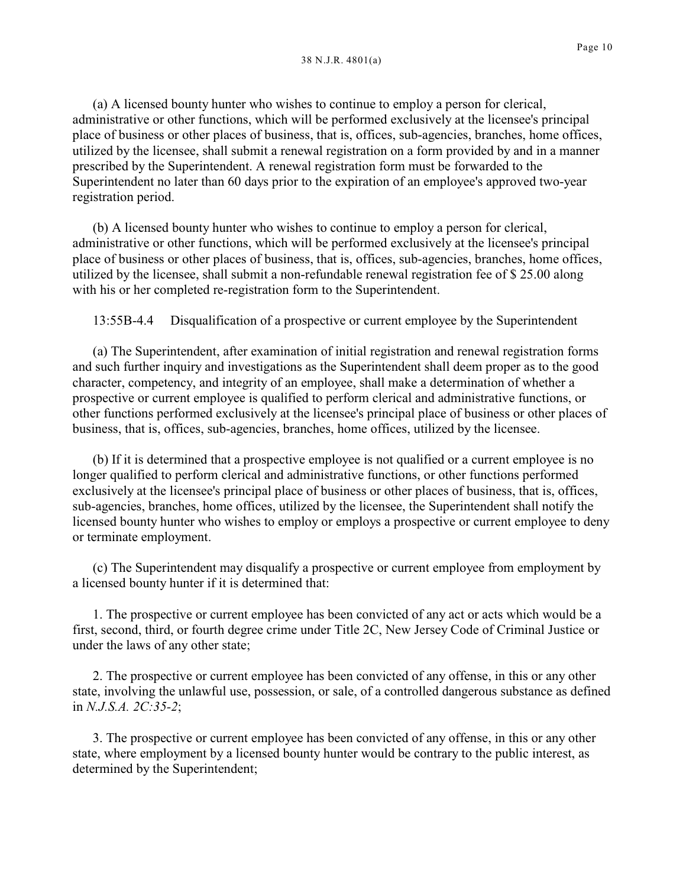(a) A licensed bounty hunter who wishes to continue to employ a person for clerical, administrative or other functions, which will be performed exclusively at the licensee's principal place of business or other places of business, that is, offices, sub-agencies, branches, home offices, utilized by the licensee, shall submit a renewal registration on a form provided by and in a manner prescribed by the Superintendent. A renewal registration form must be forwarded to the Superintendent no later than 60 days prior to the expiration of an employee's approved two-year registration period.

(b) A licensed bounty hunter who wishes to continue to employ a person for clerical, administrative or other functions, which will be performed exclusively at the licensee's principal place of business or other places of business, that is, offices, sub-agencies, branches, home offices, utilized by the licensee, shall submit a non-refundable renewal registration fee of $ 25.00 along with his or her completed re-registration form to the Superintendent.

13:55B-4.4 Disqualification of a prospective or current employee by the Superintendent

(a) The Superintendent, after examination of initial registration and renewal registration forms and such further inquiry and investigations as the Superintendent shall deem proper as to the good character, competency, and integrity of an employee, shall make a determination of whether a prospective or current employee is qualified to perform clerical and administrative functions, or other functions performed exclusively at the licensee's principal place of business or other places of business, that is, offices, sub-agencies, branches, home offices, utilized by the licensee.

(b) If it is determined that a prospective employee is not qualified or a current employee is no longer qualified to perform clerical and administrative functions, or other functions performed exclusively at the licensee's principal place of business or other places of business, that is, offices, sub-agencies, branches, home offices, utilized by the licensee, the Superintendent shall notify the licensed bounty hunter who wishes to employ or employs a prospective or current employee to deny or terminate employment.

(c) The Superintendent may disqualify a prospective or current employee from employment by a licensed bounty hunter if it is determined that:

1. The prospective or current employee has been convicted of any act or acts which would be a first, second, third, or fourth degree crime under Title 2C, New Jersey Code of Criminal Justice or under the laws of any other state;

2. The prospective or current employee has been convicted of any offense, in this or any other state, involving the unlawful use, possession, or sale, of a controlled dangerous substance as defined in *N.J.S.A. 2C:35-2*;

3. The prospective or current employee has been convicted of any offense, in this or any other state, where employment by a licensed bounty hunter would be contrary to the public interest, as determined by the Superintendent;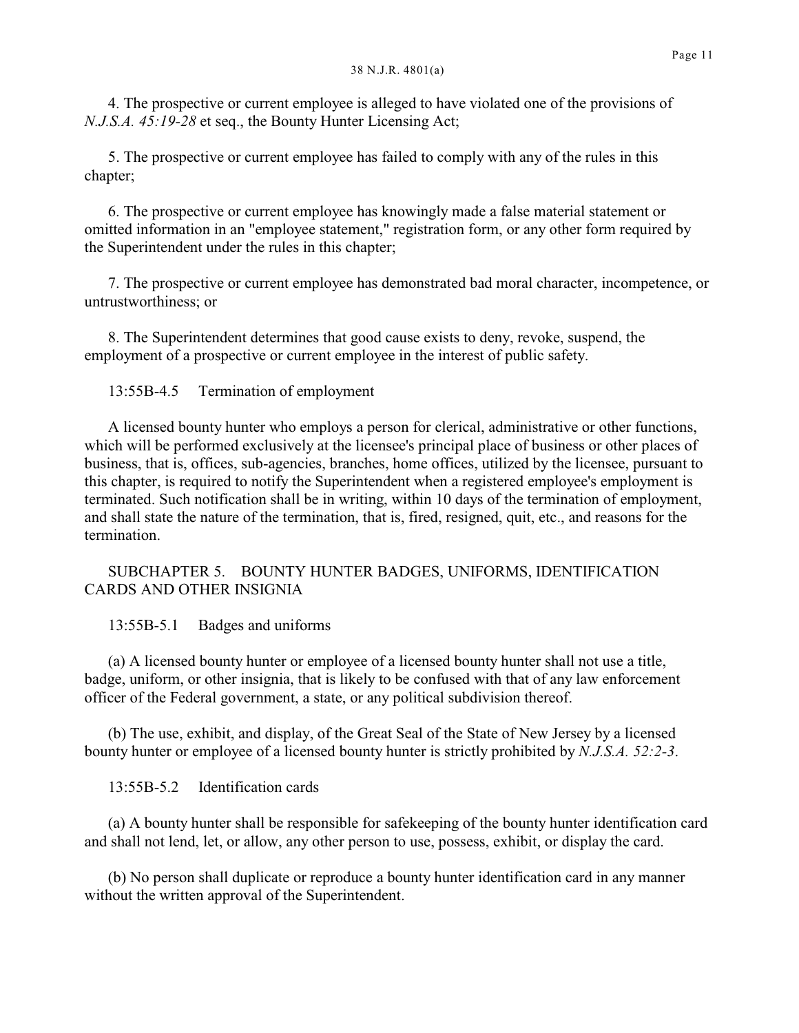4. The prospective or current employee is alleged to have violated one of the provisions of *N.J.S.A. 45:19-28* et seq., the Bounty Hunter Licensing Act;

5. The prospective or current employee has failed to comply with any of the rules in this chapter;

6. The prospective or current employee has knowingly made a false material statement or omitted information in an "employee statement," registration form, or any other form required by the Superintendent under the rules in this chapter;

7. The prospective or current employee has demonstrated bad moral character, incompetence, or untrustworthiness; or

8. The Superintendent determines that good cause exists to deny, revoke, suspend, the employment of a prospective or current employee in the interest of public safety.

13:55B-4.5 Termination of employment

A licensed bounty hunter who employs a person for clerical, administrative or other functions, which will be performed exclusively at the licensee's principal place of business or other places of business, that is, offices, sub-agencies, branches, home offices, utilized by the licensee, pursuant to this chapter, is required to notify the Superintendent when a registered employee's employment is terminated. Such notification shall be in writing, within 10 days of the termination of employment, and shall state the nature of the termination, that is, fired, resigned, quit, etc., and reasons for the termination.

SUBCHAPTER 5. BOUNTY HUNTER BADGES, UNIFORMS, IDENTIFICATION CARDS AND OTHER INSIGNIA

13:55B-5.1 Badges and uniforms

(a) A licensed bounty hunter or employee of a licensed bounty hunter shall not use a title, badge, uniform, or other insignia, that is likely to be confused with that of any law enforcement officer of the Federal government, a state, or any political subdivision thereof.

(b) The use, exhibit, and display, of the Great Seal of the State of New Jersey by a licensed bounty hunter or employee of a licensed bounty hunter is strictly prohibited by *N.J.S.A. 52:2-3*.

13:55B-5.2 Identification cards

(a) A bounty hunter shall be responsible for safekeeping of the bounty hunter identification card and shall not lend, let, or allow, any other person to use, possess, exhibit, or display the card.

(b) No person shall duplicate or reproduce a bounty hunter identification card in any manner without the written approval of the Superintendent.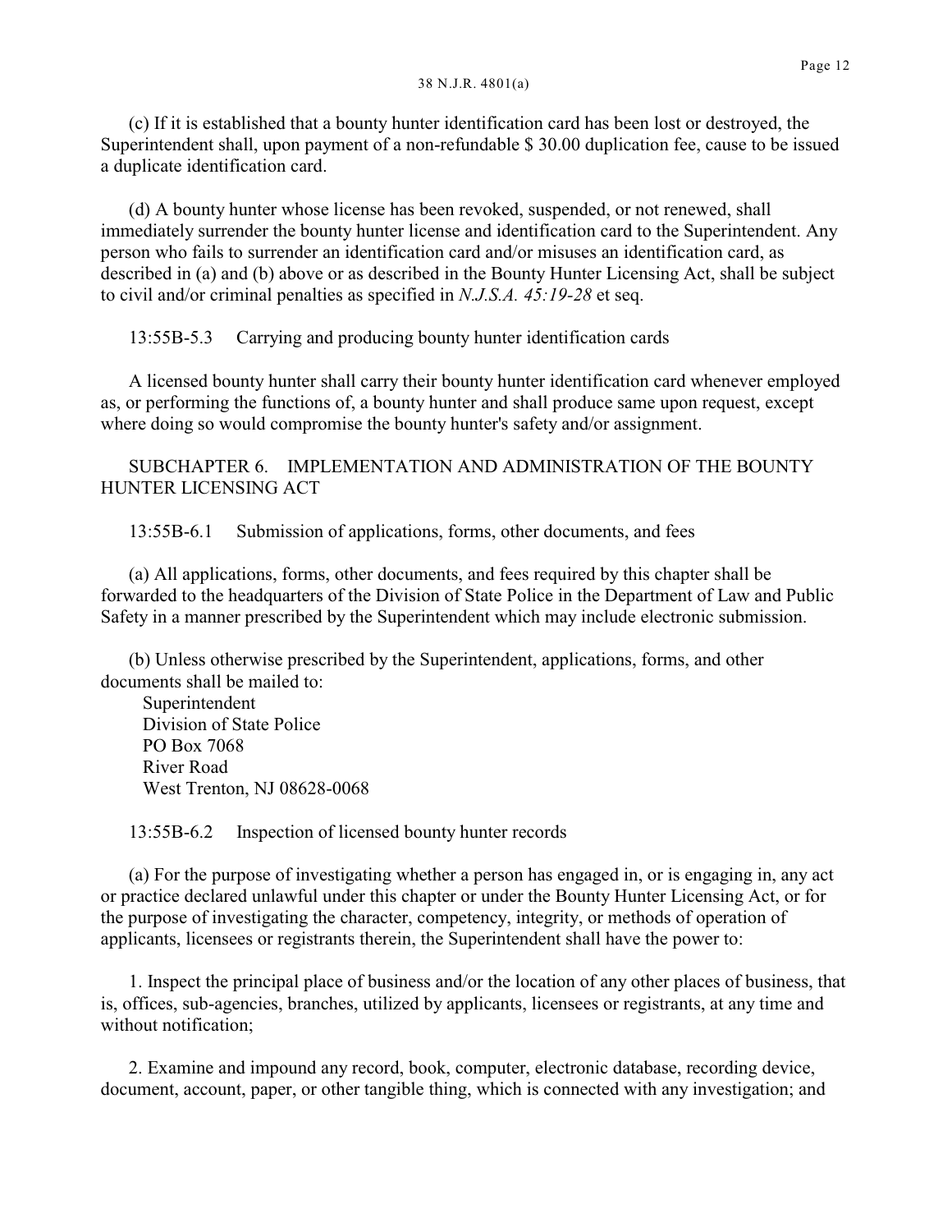(c) If it is established that a bounty hunter identification card has been lost or destroyed, the Superintendent shall, upon payment of a non-refundable $ 30.00 duplication fee, cause to be issued a duplicate identification card.

(d) A bounty hunter whose license has been revoked, suspended, or not renewed, shall immediately surrender the bounty hunter license and identification card to the Superintendent. Any person who fails to surrender an identification card and/or misuses an identification card, as described in (a) and (b) above or as described in the Bounty Hunter Licensing Act, shall be subject to civil and/or criminal penalties as specified in *N.J.S.A. 45:19-28* et seq.

13:55B-5.3 Carrying and producing bounty hunter identification cards

A licensed bounty hunter shall carry their bounty hunter identification card whenever employed as, or performing the functions of, a bounty hunter and shall produce same upon request, except where doing so would compromise the bounty hunter's safety and/or assignment.

SUBCHAPTER 6. IMPLEMENTATION AND ADMINISTRATION OF THE BOUNTY HUNTER LICENSING ACT

13:55B-6.1 Submission of applications, forms, other documents, and fees

(a) All applications, forms, other documents, and fees required by this chapter shall be forwarded to the headquarters of the Division of State Police in the Department of Law and Public Safety in a manner prescribed by the Superintendent which may include electronic submission.

(b) Unless otherwise prescribed by the Superintendent, applications, forms, and other documents shall be mailed to:

Superintendent
Division of State Police
PO Box 7068
River Road
West Trenton, NJ 08628-0068

13:55B-6.2 Inspection of licensed bounty hunter records

(a) For the purpose of investigating whether a person has engaged in, or is engaging in, any act or practice declared unlawful under this chapter or under the Bounty Hunter Licensing Act, or for the purpose of investigating the character, competency, integrity, or methods of operation of applicants, licensees or registrants therein, the Superintendent shall have the power to:

1. Inspect the principal place of business and/or the location of any other places of business, that is, offices, sub-agencies, branches, utilized by applicants, licensees or registrants, at any time and without notification;

2. Examine and impound any record, book, computer, electronic database, recording device, document, account, paper, or other tangible thing, which is connected with any investigation; and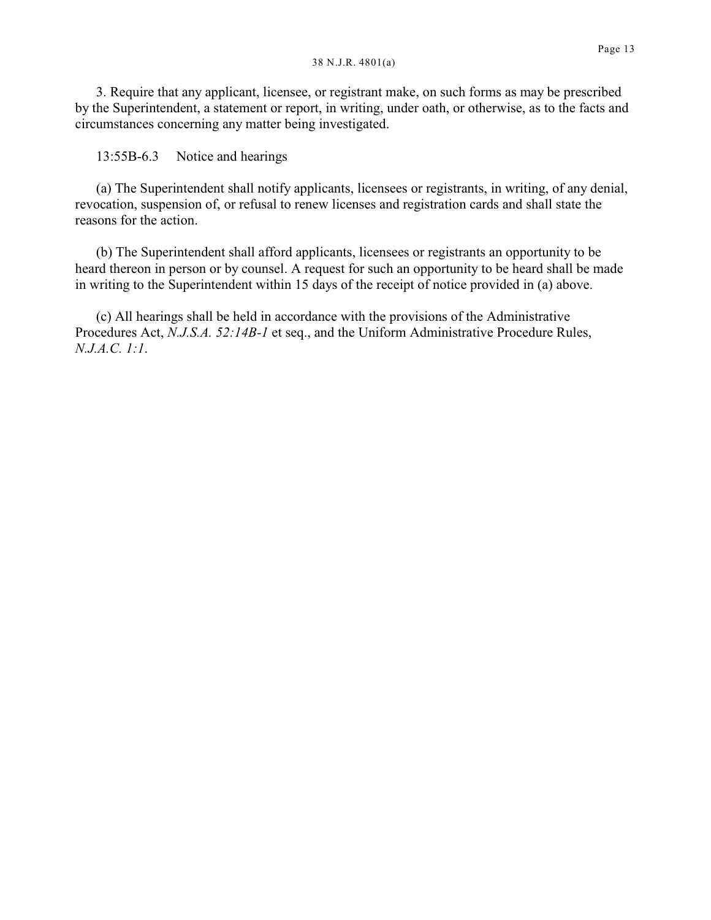3. Require that any applicant, licensee, or registrant make, on such forms as may be prescribed by the Superintendent, a statement or report, in writing, under oath, or otherwise, as to the facts and circumstances concerning any matter being investigated.

13:55B-6.3 Notice and hearings

(a) The Superintendent shall notify applicants, licensees or registrants, in writing, of any denial, revocation, suspension of, or refusal to renew licenses and registration cards and shall state the reasons for the action.

(b) The Superintendent shall afford applicants, licensees or registrants an opportunity to be heard thereon in person or by counsel. A request for such an opportunity to be heard shall be made in writing to the Superintendent within 15 days of the receipt of notice provided in (a) above.

(c) All hearings shall be held in accordance with the provisions of the Administrative Procedures Act, *N.J.S.A. 52:14B-1* et seq., and the Uniform Administrative Procedure Rules, *N.J.A.C. 1:1*.